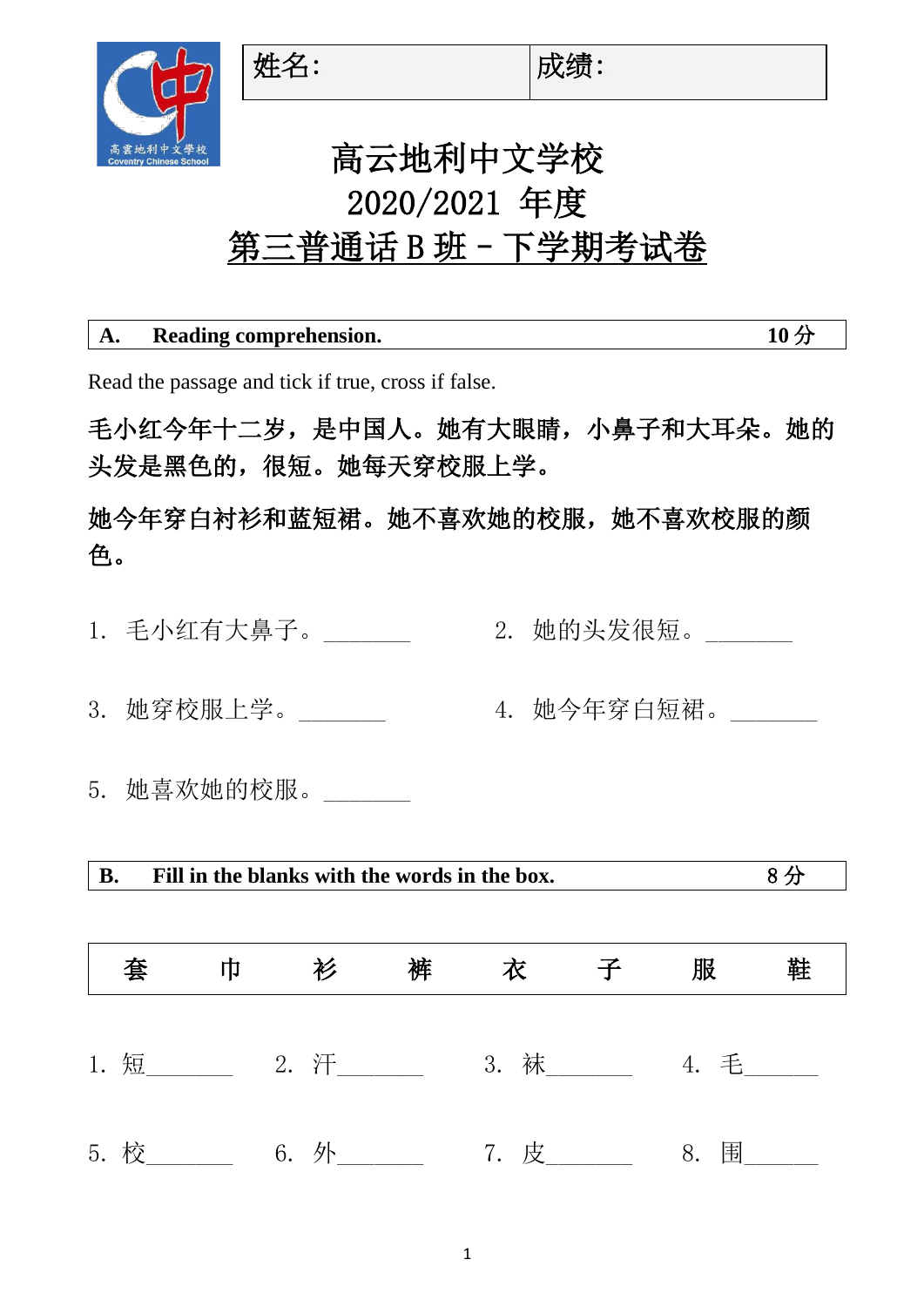| 姓名: | 成绩: |
| --- | --- |

# 高云地利中文学校
# 2020/2021 年度
# <u>第三普通话 B 班 - 下学期考试卷</u>

| **A. Reading comprehension.** | **10 分** |
| --- | --- |

Read the passage and tick if true, cross if false.

**毛小红今年十二岁，是中国人。她有大眼睛，小鼻子和大耳朵。她的头发是黑色的，很短。她每天穿校服上学。**

**她今年穿白衬衫和蓝短裙。她不喜欢她的校服，她不喜欢校服的颜色。**

1. 毛小红有大鼻子。_______
2. 她的头发很短。_______
3. 她穿校服上学。_______
4. 她今年穿白短裙。_______
5. 她喜欢她的校服。_______

| **B. Fill in the blanks with the words in the box.** | **8 分** |
| --- | --- |

| 套 | 巾 | 衫 | 裤 | 衣 | 子 | 服 | 鞋 |
| --- | --- | --- | --- | --- | --- | --- | --- |

1. 短_______
2. 汗_______
3. 袜_______
4. 毛_______
5. 校_______
6. 外_______
7. 皮_______
8. 围_______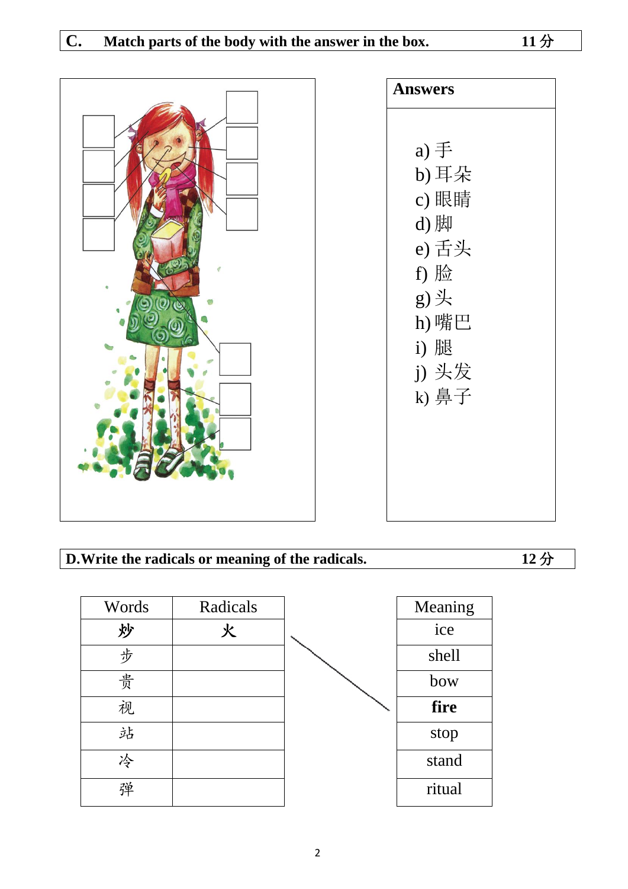## C. Match parts of the body with the answer in the box. 11 分

**Answers**

a) 手
b) 耳朵
c) 眼睛
d) 脚
e) 舌头
f) 脸
g) 头
h) 嘴巴
i) 腿
j) 头发
k) 鼻子

## D. Write the radicals or meaning of the radicals. 12 分

| Words | Radicals |
|---|---|
| **炒** | **火** |
| 步 | |
| 贵 | |
| 视 | |
| 站 | |
| 冷 | |
| 弹 | |

| Meaning |
|---|
| ice |
| shell |
| bow |
| **fire** |
| stop |
| stand |
| ritual |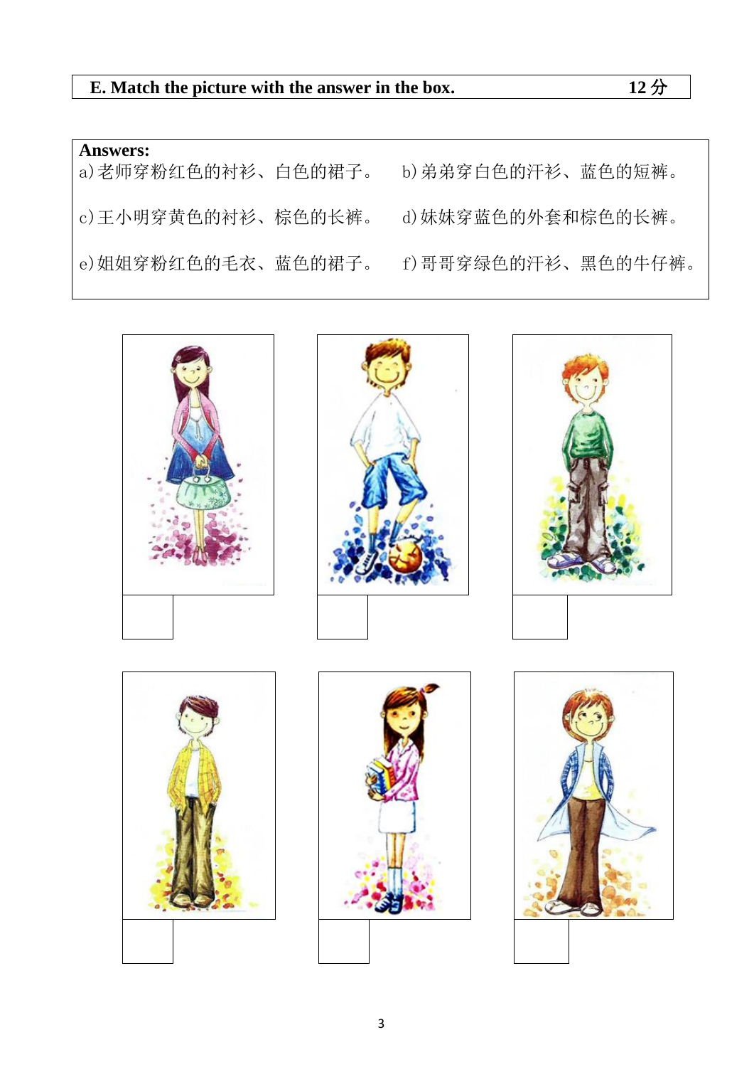**E. Match the picture with the answer in the box.** **12 分**

**Answers:**

a) 老师穿粉红色的衬衫、白色的裙子。

b) 弟弟穿白色的汗衫、蓝色的短裤。

c) 王小明穿黄色的衬衫、棕色的长裤。

d) 妹妹穿蓝色的外套和棕色的长裤。

e) 姐姐穿粉红色的毛衣、蓝色的裙子。

f) 哥哥穿绿色的汗衫、黑色的牛仔裤。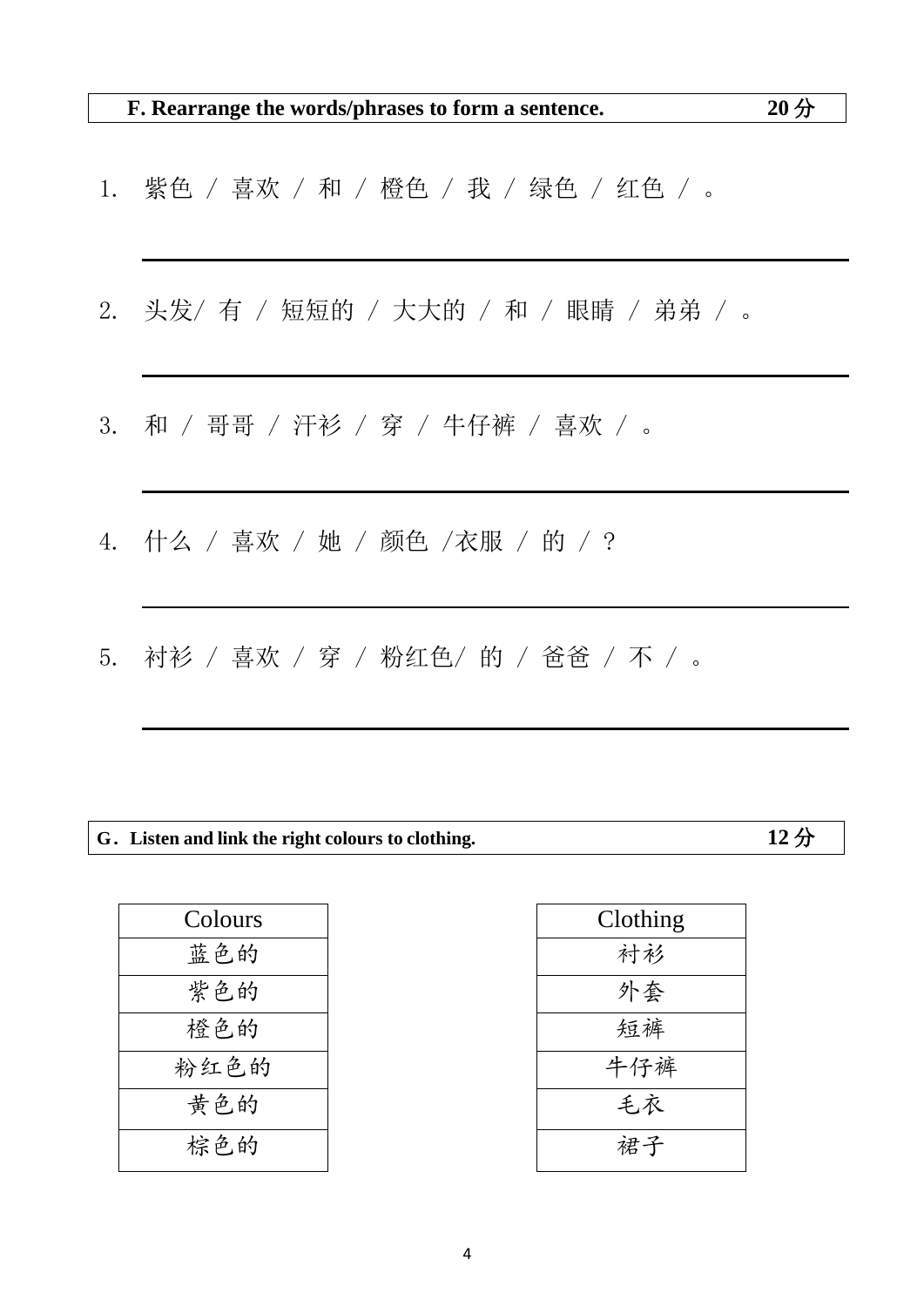**F. Rearrange the words/phrases to form a sentence.** **20 分**

1. 紫色 / 喜欢 / 和 / 橙色 / 我 / 绿色 / 红色 / 。

______________________________________________

2. 头发/ 有 / 短短的 / 大大的 / 和 / 眼睛 / 弟弟 / 。

______________________________________________

3. 和 / 哥哥 / 汗衫 / 穿 / 牛仔裤 / 喜欢 / 。

______________________________________________

4. 什么 / 喜欢 / 她 / 颜色 /衣服 / 的 / ?

______________________________________________

5. 衬衫 / 喜欢 / 穿 / 粉红色/ 的 / 爸爸 / 不 / 。

______________________________________________

**G. Listen and link the right colours to clothing.** **12 分**

| Colours |
|---|
| 蓝色的 |
| 紫色的 |
| 橙色的 |
| 粉红色的 |
| 黄色的 |
| 棕色的 |

| Clothing |
|---|
| 衬衫 |
| 外套 |
| 短裤 |
| 牛仔裤 |
| 毛衣 |
| 裙子 |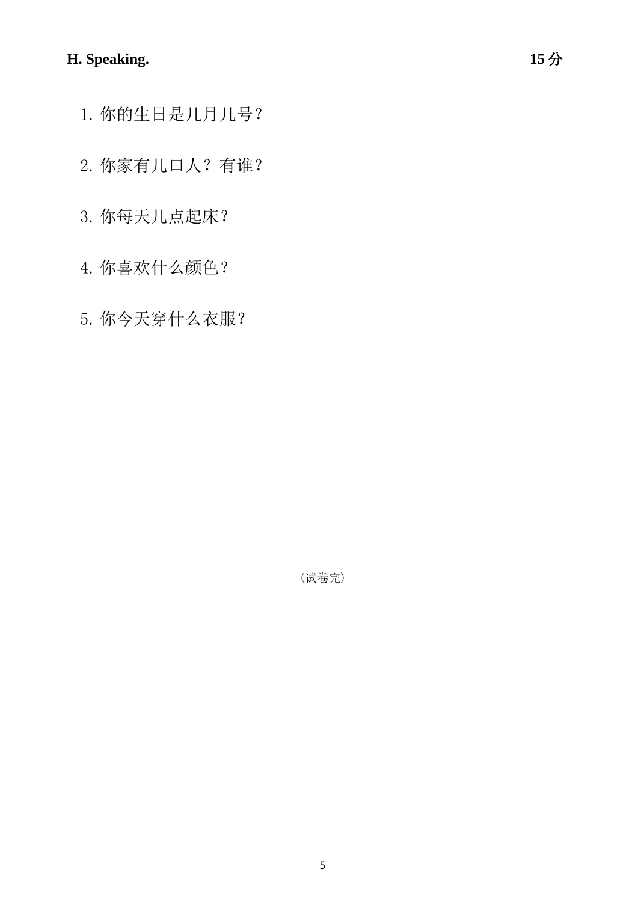**H. Speaking.** **15 分**

1. 你的生日是几月几号？

2. 你家有几口人？有谁？

3. 你每天几点起床？

4. 你喜欢什么颜色？

5. 你今天穿什么衣服？

（试卷完）